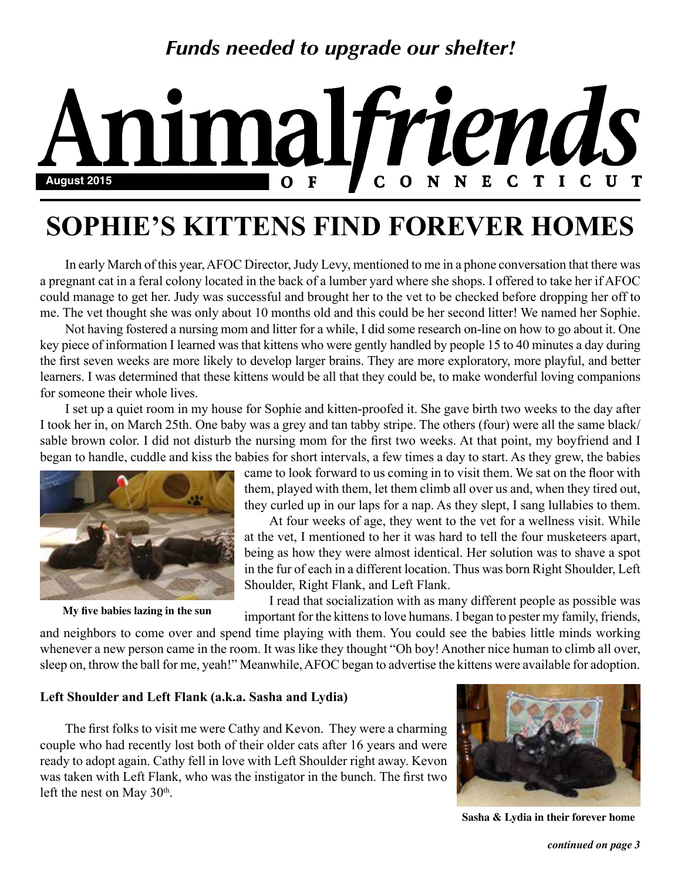*Funds needed to upgrade our shelter!*

# Animal*friends* OF CONNECTICUT

**August 2015**

# SOPHIE'S KITTENS FIND FOREVER HOMES

In early March of this year, AFOC Director, Judy Levy, mentioned to me in a phone conversation that there was a pregnant cat in a feral colony located in the back of a lumber yard where she shops. I offered to take her if AFOC could manage to get her. Judy was successful and brought her to the vet to be checked before dropping her off to me. The vet thought she was only about 10 months old and this could be her second litter! We named her Sophie.

Not having fostered a nursing mom and litter for a while, I did some research on-line on how to go about it. One key piece of information I learned was that kittens who were gently handled by people 15 to 40 minutes a day during the first seven weeks are more likely to develop larger brains. They are more exploratory, more playful, and better learners. I was determined that these kittens would be all that they could be, to make wonderful loving companions for someone their whole lives.

I set up a quiet room in my house for Sophie and kitten-proofed it. She gave birth two weeks to the day after I took her in, on March 25th. One baby was a grey and tan tabby stripe. The others (four) were all the same black/ sable brown color. I did not disturb the nursing mom for the first two weeks. At that point, my boyfriend and I began to handle, cuddle and kiss the babies for short intervals, a few times a day to start. As they grew, the babies came to look forward to us coming in to visit them. We sat on the floor with them, played with them, let them climb all over us and, when they tired out, they curled up in our laps for a nap. As they slept, I sang lullabies to them.

**My five babies lazing in the sun**

At four weeks of age, they went to the vet for a wellness visit. While at the vet, I mentioned to her it was hard to tell the four musketeers apart, being as how they were almost identical. Her solution was to shave a spot in the fur of each in a different location. Thus was born Right Shoulder, Left Shoulder, Right Flank, and Left Flank.

I read that socialization with as many different people as possible was important for the kittens to love humans. I began to pester my family, friends, and neighbors to come over and spend time playing with them. You could see the babies little minds working whenever a new person came in the room. It was like they thought "Oh boy! Another nice human to climb all over, sleep on, throw the ball for me, yeah!" Meanwhile, AFOC began to advertise the kittens were available for adoption.

**Left Shoulder and Left Flank (a.k.a. Sasha and Lydia)**

The first folks to visit me were Cathy and Kevon. They were a charming couple who had recently lost both of their older cats after 16 years and were ready to adopt again. Cathy fell in love with Left Shoulder right away. Kevon was taken with Left Flank, who was the instigator in the bunch. The first two left the nest on May 30th.

**Sasha & Lydia in their forever home**

***continued on page 3***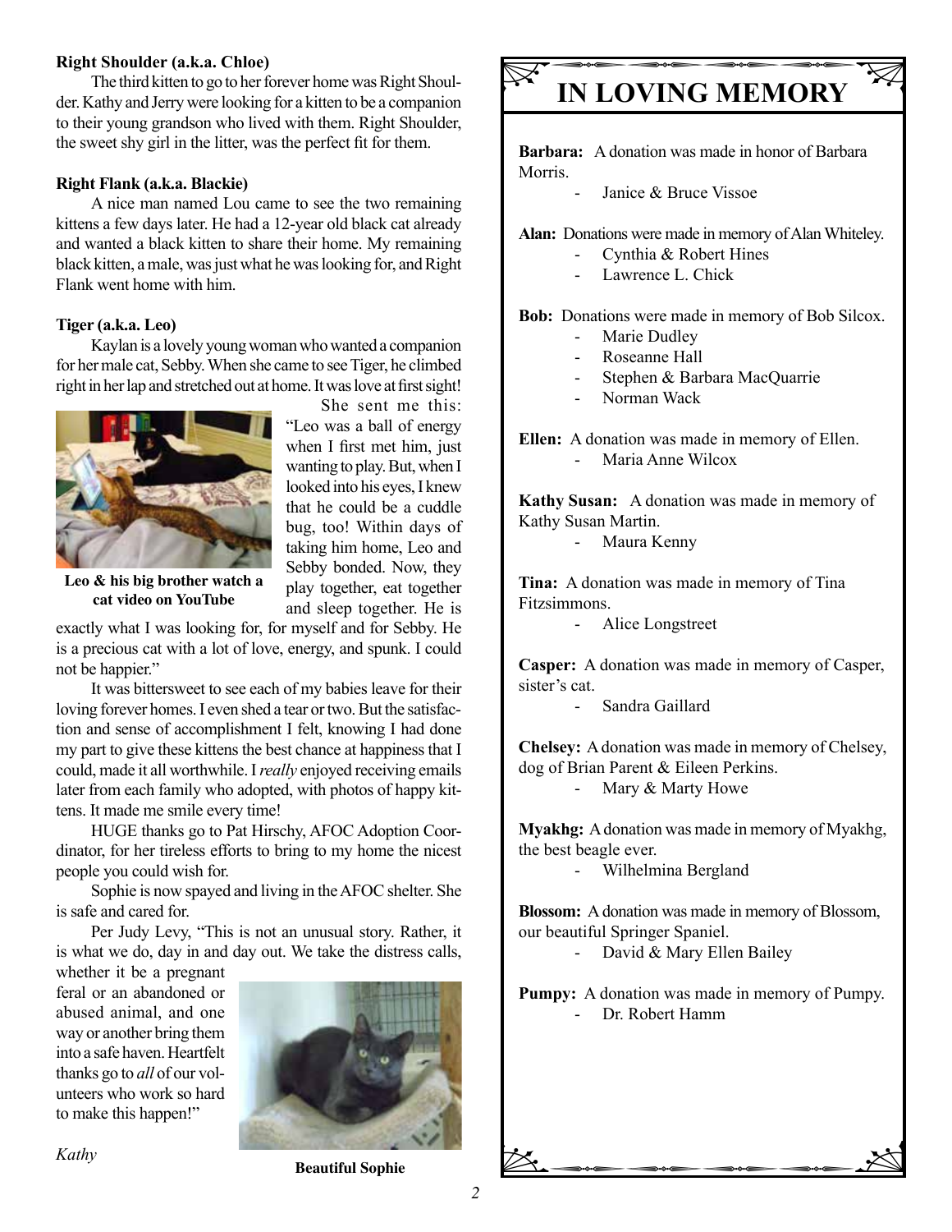**Right Shoulder (a.k.a. Chloe)**

The third kitten to go to her forever home was Right Shoulder. Kathy and Jerry were looking for a kitten to be a companion to their young grandson who lived with them. Right Shoulder, the sweet shy girl in the litter, was the perfect fit for them.

**Right Flank (a.k.a. Blackie)**

A nice man named Lou came to see the two remaining kittens a few days later. He had a 12-year old black cat already and wanted a black kitten to share their home. My remaining black kitten, a male, was just what he was looking for, and Right Flank went home with him.

**Tiger (a.k.a. Leo)**

Kaylan is a lovely young woman who wanted a companion for her male cat, Sebby. When she came to see Tiger, he climbed right in her lap and stretched out at home. It was love at first sight! She sent me this: "Leo was a ball of energy when I first met him, just wanting to play. But, when I looked into his eyes, I knew that he could be a cuddle bug, too! Within days of taking him home, Leo and Sebby bonded. Now, they play together, eat together and sleep together. He is exactly what I was looking for, for myself and for Sebby. He is a precious cat with a lot of love, energy, and spunk. I could not be happier."

**Leo & his big brother watch a cat video on YouTube**

It was bittersweet to see each of my babies leave for their loving forever homes. I even shed a tear or two. But the satisfaction and sense of accomplishment I felt, knowing I had done my part to give these kittens the best chance at happiness that I could, made it all worthwhile. I *really* enjoyed receiving emails later from each family who adopted, with photos of happy kittens. It made me smile every time!

HUGE thanks go to Pat Hirschy, AFOC Adoption Coordinator, for her tireless efforts to bring to my home the nicest people you could wish for.

Sophie is now spayed and living in the AFOC shelter. She is safe and cared for.

Per Judy Levy, "This is not an unusual story. Rather, it is what we do, day in and day out. We take the distress calls, whether it be a pregnant feral or an abandoned or abused animal, and one way or another bring them into a safe haven. Heartfelt thanks go to *all* of our volunteers who work so hard to make this happen!"

*Kathy*

**Beautiful Sophie**

# IN LOVING MEMORY

**Barbara:** A donation was made in honor of Barbara Morris.

- Janice & Bruce Vissoe

**Alan:** Donations were made in memory of Alan Whiteley.

- Cynthia & Robert Hines
- Lawrence L. Chick

**Bob:** Donations were made in memory of Bob Silcox.

- Marie Dudley
- Roseanne Hall
- Stephen & Barbara MacQuarrie
- Norman Wack

**Ellen:** A donation was made in memory of Ellen.

- Maria Anne Wilcox

**Kathy Susan:** A donation was made in memory of Kathy Susan Martin.

- Maura Kenny

**Tina:** A donation was made in memory of Tina Fitzsimmons.

- Alice Longstreet

**Casper:** A donation was made in memory of Casper, sister's cat.

- Sandra Gaillard

**Chelsey:** A donation was made in memory of Chelsey, dog of Brian Parent & Eileen Perkins.

- Mary & Marty Howe

**Myakhg:** A donation was made in memory of Myakhg, the best beagle ever.

- Wilhelmina Bergland

**Blossom:** A donation was made in memory of Blossom, our beautiful Springer Spaniel.

- David & Mary Ellen Bailey

**Pumpy:** A donation was made in memory of Pumpy.

- Dr. Robert Hamm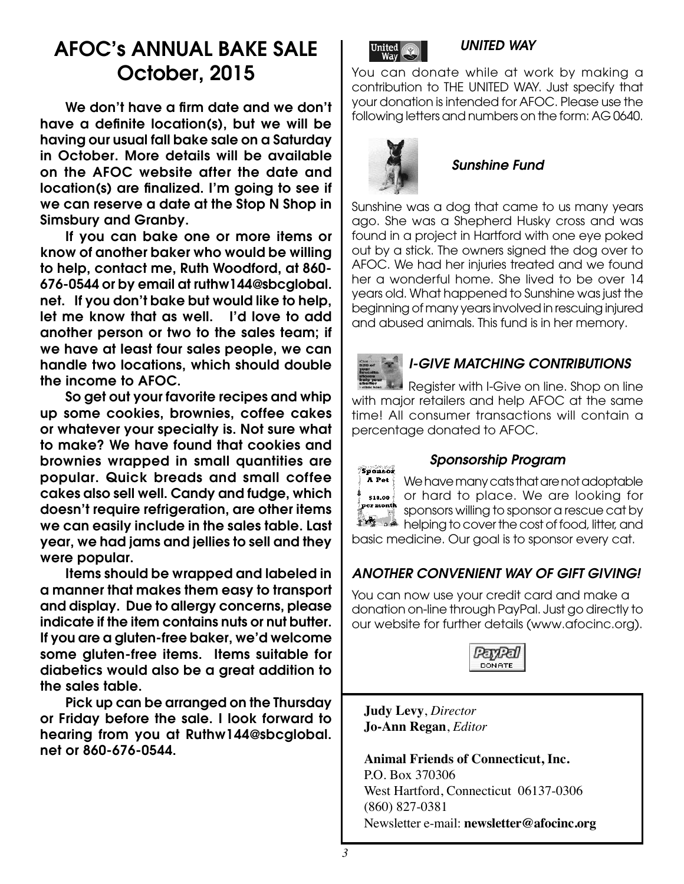# AFOC's ANNUAL BAKE SALE October, 2015

**We don't have a firm date and we don't have a definite location(s), but we will be having our usual fall bake sale on a Saturday in October. More details will be available on the AFOC website after the date and location(s) are finalized. I'm going to see if we can reserve a date at the Stop N Shop in Simsbury and Granby.**

**If you can bake one or more items or know of another baker who would be willing to help, contact me, Ruth Woodford, at 860-676-0544 or by email at ruthw144@sbcglobal.net. If you don't bake but would like to help, let me know that as well. I'd love to add another person or two to the sales team; if we have at least four sales people, we can handle two locations, which should double the income to AFOC.**

**So get out your favorite recipes and whip up some cookies, brownies, coffee cakes or whatever your specialty is. Not sure what to make? We have found that cookies and brownies wrapped in small quantities are popular. Quick breads and small coffee cakes also sell well. Candy and fudge, which doesn't require refrigeration, are other items we can easily include in the sales table. Last year, we had jams and jellies to sell and they were popular.**

**Items should be wrapped and labeled in a manner that makes them easy to transport and display. Due to allergy concerns, please indicate if the item contains nuts or nut butter. If you are a gluten-free baker, we'd welcome some gluten-free items. Items suitable for diabetics would also be a great addition to the sales table.**

**Pick up can be arranged on the Thursday or Friday before the sale. I look forward to hearing from you at Ruthw144@sbcglobal.net or 860-676-0544.**

### *UNITED WAY*

You can donate while at work by making a contribution to THE UNITED WAY. Just specify that your donation is intended for AFOC. Please use the following letters and numbers on the form: AG 0640.

### *Sunshine Fund*

Sunshine was a dog that came to us many years ago. She was a Shepherd Husky cross and was found in a project in Hartford with one eye poked out by a stick. The owners signed the dog over to AFOC. We had her injuries treated and we found her a wonderful home. She lived to be over 14 years old. What happened to Sunshine was just the beginning of many years involved in rescuing injured and abused animals. This fund is in her memory.

### *I-GIVE MATCHING CONTRIBUTIONS*

Register with I-Give on line. Shop on line with major retailers and help AFOC at the same time! All consumer transactions will contain a percentage donated to AFOC.

### *Sponsorship Program*

We have many cats that are not adoptable or hard to place. We are looking for sponsors willing to sponsor a rescue cat by helping to cover the cost of food, litter, and basic medicine. Our goal is to sponsor every cat.

### *ANOTHER CONVENIENT WAY OF GIFT GIVING!*

You can now use your credit card and make a donation on-line through PayPal. Just go directly to our website for further details (www.afocinc.org).

**Judy Levy**, *Director*
**Jo-Ann Regan**, *Editor*

**Animal Friends of Connecticut, Inc.**
P.O. Box 370306
West Hartford, Connecticut 06137-0306
(860) 827-0381
Newsletter e-mail: **newsletter@afocinc.org**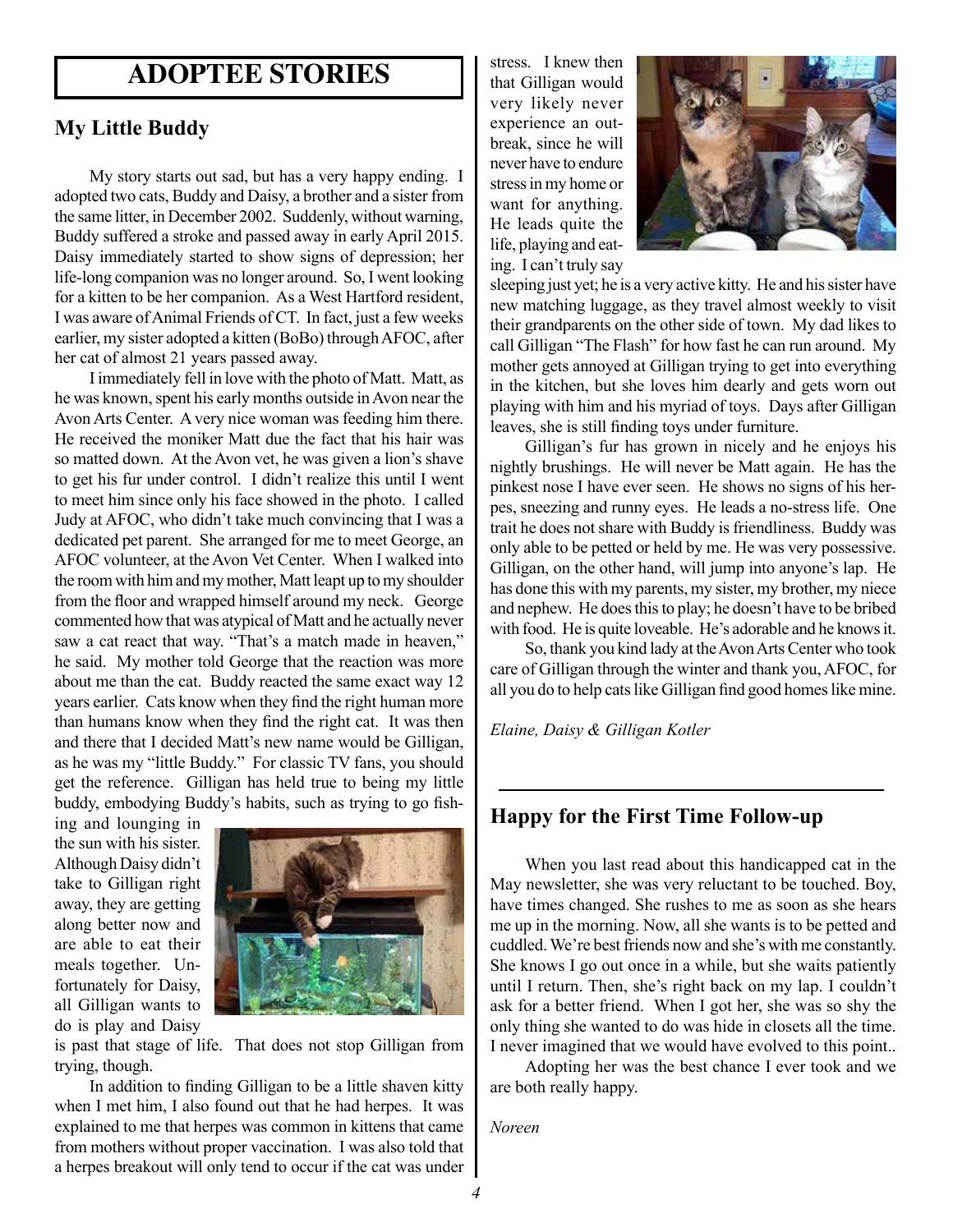# ADOPTEE STORIES

## My Little Buddy

My story starts out sad, but has a very happy ending. I adopted two cats, Buddy and Daisy, a brother and a sister from the same litter, in December 2002. Suddenly, without warning, Buddy suffered a stroke and passed away in early April 2015. Daisy immediately started to show signs of depression; her life-long companion was no longer around. So, I went looking for a kitten to be her companion. As a West Hartford resident, I was aware of Animal Friends of CT. In fact, just a few weeks earlier, my sister adopted a kitten (BoBo) through AFOC, after her cat of almost 21 years passed away.

I immediately fell in love with the photo of Matt. Matt, as he was known, spent his early months outside in Avon near the Avon Arts Center. A very nice woman was feeding him there. He received the moniker Matt due the fact that his hair was so matted down. At the Avon vet, he was given a lion's shave to get his fur under control. I didn't realize this until I went to meet him since only his face showed in the photo. I called Judy at AFOC, who didn't take much convincing that I was a dedicated pet parent. She arranged for me to meet George, an AFOC volunteer, at the Avon Vet Center. When I walked into the room with him and my mother, Matt leapt up to my shoulder from the floor and wrapped himself around my neck. George commented how that was atypical of Matt and he actually never saw a cat react that way. "That's a match made in heaven," he said. My mother told George that the reaction was more about me than the cat. Buddy reacted the same exact way 12 years earlier. Cats know when they find the right human more than humans know when they find the right cat. It was then and there that I decided Matt's new name would be Gilligan, as he was my "little Buddy." For classic TV fans, you should get the reference. Gilligan has held true to being my little buddy, embodying Buddy's habits, such as trying to go fishing and lounging in the sun with his sister. Although Daisy didn't take to Gilligan right away, they are getting along better now and are able to eat their meals together. Unfortunately for Daisy, all Gilligan wants to do is play and Daisy is past that stage of life. That does not stop Gilligan from trying, though.

In addition to finding Gilligan to be a little shaven kitty when I met him, I also found out that he had herpes. It was explained to me that herpes was common in kittens that came from mothers without proper vaccination. I was also told that a herpes breakout will only tend to occur if the cat was under stress. I knew then that Gilligan would very likely never experience an outbreak, since he will never have to endure stress in my home or want for anything. He leads quite the life, playing and eating. I can't truly say sleeping just yet; he is a very active kitty. He and his sister have new matching luggage, as they travel almost weekly to visit their grandparents on the other side of town. My dad likes to call Gilligan "The Flash" for how fast he can run around. My mother gets annoyed at Gilligan trying to get into everything in the kitchen, but she loves him dearly and gets worn out playing with him and his myriad of toys. Days after Gilligan leaves, she is still finding toys under furniture.

Gilligan's fur has grown in nicely and he enjoys his nightly brushings. He will never be Matt again. He has the pinkest nose I have ever seen. He shows no signs of his herpes, sneezing and runny eyes. He leads a no-stress life. One trait he does not share with Buddy is friendliness. Buddy was only able to be petted or held by me. He was very possessive. Gilligan, on the other hand, will jump into anyone's lap. He has done this with my parents, my sister, my brother, my niece and nephew. He does this to play; he doesn't have to be bribed with food. He is quite loveable. He's adorable and he knows it.

So, thank you kind lady at the Avon Arts Center who took care of Gilligan through the winter and thank you, AFOC, for all you do to help cats like Gilligan find good homes like mine.

*Elaine, Daisy & Gilligan Kotler*

## Happy for the First Time Follow-up

When you last read about this handicapped cat in the May newsletter, she was very reluctant to be touched. Boy, have times changed. She rushes to me as soon as she hears me up in the morning. Now, all she wants is to be petted and cuddled. We're best friends now and she's with me constantly. She knows I go out once in a while, but she waits patiently until I return. Then, she's right back on my lap. I couldn't ask for a better friend. When I got her, she was so shy the only thing she wanted to do was hide in closets all the time. I never imagined that we would have evolved to this point..

Adopting her was the best chance I ever took and we are both really happy.

*Noreen*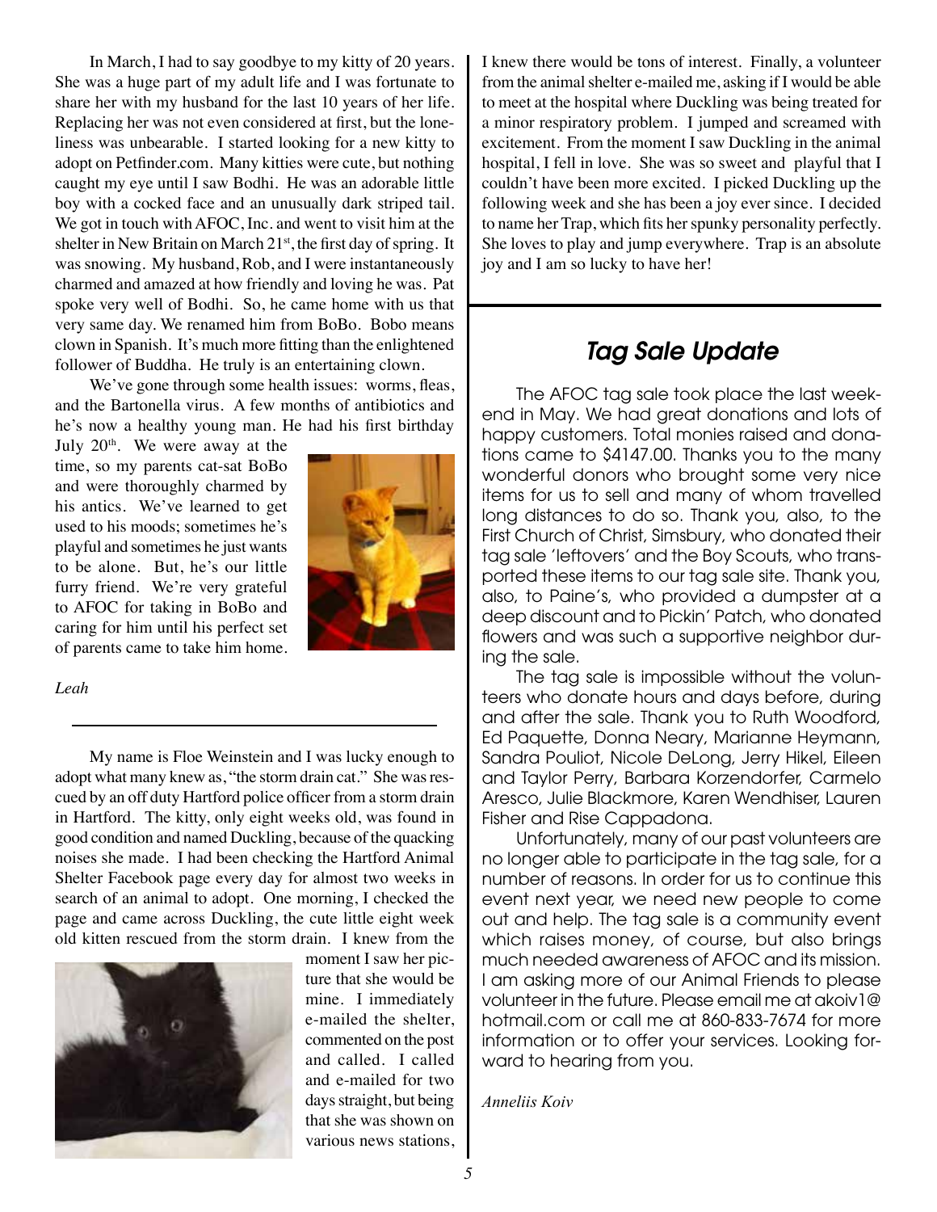In March, I had to say goodbye to my kitty of 20 years. She was a huge part of my adult life and I was fortunate to share her with my husband for the last 10 years of her life. Replacing her was not even considered at first, but the loneliness was unbearable. I started looking for a new kitty to adopt on Petfinder.com. Many kitties were cute, but nothing caught my eye until I saw Bodhi. He was an adorable little boy with a cocked face and an unusually dark striped tail. We got in touch with AFOC, Inc. and went to visit him at the shelter in New Britain on March 21st, the first day of spring. It was snowing. My husband, Rob, and I were instantaneously charmed and amazed at how friendly and loving he was. Pat spoke very well of Bodhi. So, he came home with us that very same day. We renamed him from BoBo. Bobo means clown in Spanish. It's much more fitting than the enlightened follower of Buddha. He truly is an entertaining clown.

We've gone through some health issues: worms, fleas, and the Bartonella virus. A few months of antibiotics and he's now a healthy young man. He had his first birthday July 20th. We were away at the time, so my parents cat-sat BoBo and were thoroughly charmed by his antics. We've learned to get used to his moods; sometimes he's playful and sometimes he just wants to be alone. But, he's our little furry friend. We're very grateful to AFOC for taking in BoBo and caring for him until his perfect set of parents came to take him home.

*Leah*

---

My name is Floe Weinstein and I was lucky enough to adopt what many knew as, "the storm drain cat." She was rescued by an off duty Hartford police officer from a storm drain in Hartford. The kitty, only eight weeks old, was found in good condition and named Duckling, because of the quacking noises she made. I had been checking the Hartford Animal Shelter Facebook page every day for almost two weeks in search of an animal to adopt. One morning, I checked the page and came across Duckling, the cute little eight week old kitten rescued from the storm drain. I knew from the moment I saw her picture that she would be mine. I immediately e-mailed the shelter, commented on the post and called. I called and e-mailed for two days straight, but being that she was shown on various news stations, I knew there would be tons of interest. Finally, a volunteer from the animal shelter e-mailed me, asking if I would be able to meet at the hospital where Duckling was being treated for a minor respiratory problem. I jumped and screamed with excitement. From the moment I saw Duckling in the animal hospital, I fell in love. She was so sweet and playful that I couldn't have been more excited. I picked Duckling up the following week and she has been a joy ever since. I decided to name her Trap, which fits her spunky personality perfectly. She loves to play and jump everywhere. Trap is an absolute joy and I am so lucky to have her!

---

## *Tag Sale Update*

The AFOC tag sale took place the last weekend in May. We had great donations and lots of happy customers. Total monies raised and donations came to $4147.00. Thanks you to the many wonderful donors who brought some very nice items for us to sell and many of whom travelled long distances to do so. Thank you, also, to the First Church of Christ, Simsbury, who donated their tag sale 'leftovers' and the Boy Scouts, who transported these items to our tag sale site. Thank you, also, to Paine's, who provided a dumpster at a deep discount and to Pickin' Patch, who donated flowers and was such a supportive neighbor during the sale.

The tag sale is impossible without the volunteers who donate hours and days before, during and after the sale. Thank you to Ruth Woodford, Ed Paquette, Donna Neary, Marianne Heymann, Sandra Pouliot, Nicole DeLong, Jerry Hikel, Eileen and Taylor Perry, Barbara Korzendorfer, Carmelo Aresco, Julie Blackmore, Karen Wendhiser, Lauren Fisher and Rise Cappadona.

Unfortunately, many of our past volunteers are no longer able to participate in the tag sale, for a number of reasons. In order for us to continue this event next year, we need new people to come out and help. The tag sale is a community event which raises money, of course, but also brings much needed awareness of AFOC and its mission. I am asking more of our Animal Friends to please volunteer in the future. Please email me at akoiv1@hotmail.com or call me at 860-833-7674 for more information or to offer your services. Looking forward to hearing from you.

*Anneliis Koiv*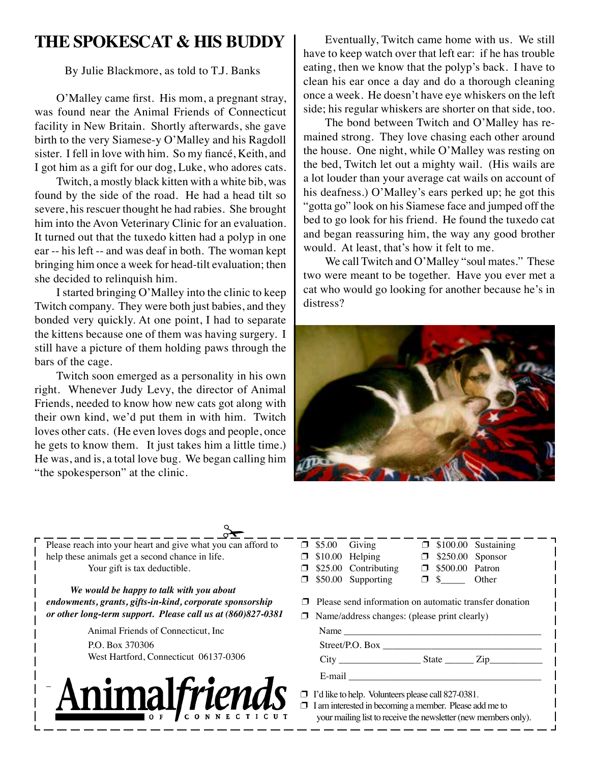# THE SPOKESCAT & HIS BUDDY

By Julie Blackmore, as told to T.J. Banks

O'Malley came first. His mom, a pregnant stray, was found near the Animal Friends of Connecticut facility in New Britain. Shortly afterwards, she gave birth to the very Siamese-y O'Malley and his Ragdoll sister. I fell in love with him. So my fiancé, Keith, and I got him as a gift for our dog, Luke, who adores cats.

Twitch, a mostly black kitten with a white bib, was found by the side of the road. He had a head tilt so severe, his rescuer thought he had rabies. She brought him into the Avon Veterinary Clinic for an evaluation. It turned out that the tuxedo kitten had a polyp in one ear -- his left -- and was deaf in both. The woman kept bringing him once a week for head-tilt evaluation; then she decided to relinquish him.

I started bringing O'Malley into the clinic to keep Twitch company. They were both just babies, and they bonded very quickly. At one point, I had to separate the kittens because one of them was having surgery. I still have a picture of them holding paws through the bars of the cage.

Twitch soon emerged as a personality in his own right. Whenever Judy Levy, the director of Animal Friends, needed to know how new cats got along with their own kind, we'd put them in with him. Twitch loves other cats. (He even loves dogs and people, once he gets to know them. It just takes him a little time.) He was, and is, a total love bug. We began calling him "the spokesperson" at the clinic.

Eventually, Twitch came home with us. We still have to keep watch over that left ear: if he has trouble eating, then we know that the polyp's back. I have to clean his ear once a day and do a thorough cleaning once a week. He doesn't have eye whiskers on the left side; his regular whiskers are shorter on that side, too.

The bond between Twitch and O'Malley has remained strong. They love chasing each other around the house. One night, while O'Malley was resting on the bed, Twitch let out a mighty wail. (His wails are a lot louder than your average cat wails on account of his deafness.) O'Malley's ears perked up; he got this "gotta go" look on his Siamese face and jumped off the bed to go look for his friend. He found the tuxedo cat and began reassuring him, the way any good brother would. At least, that's how it felt to me.

We call Twitch and O'Malley "soul mates." These two were meant to be together. Have you ever met a cat who would go looking for another because he's in distress?

---

Please reach into your heart and give what you can afford to help these animals get a second chance in life.
Your gift is tax deductible.

***We would be happy to talk with you about endowments, grants, gifts-in-kind, corporate sponsorship or other long-term support. Please call us at (860)827-0381***

Animal Friends of Connecticut, Inc
P.O. Box 370306
West Hartford, Connecticut 06137-0306

**Animal*friends*** OF CONNECTICUT

- ❒ $5.00 Giving
- ❒ $10.00 Helping
- ❒ $25.00 Contributing
- ❒ $50.00 Supporting
- ❒ $100.00 Sustaining
- ❒ $250.00 Sponsor
- ❒ $500.00 Patron
- ❒ $_____ Other

❒ Please send information on automatic transfer donation

❒ Name/address changes: (please print clearly)

Name ________________________________________

Street/P.O. Box ________________________________

City ________________ State ______ Zip___________

E-mail _______________________________________

❒ I'd like to help. Volunteers please call 827-0381.

❒ I am interested in becoming a member. Please add me to your mailing list to receive the newsletter (new members only).